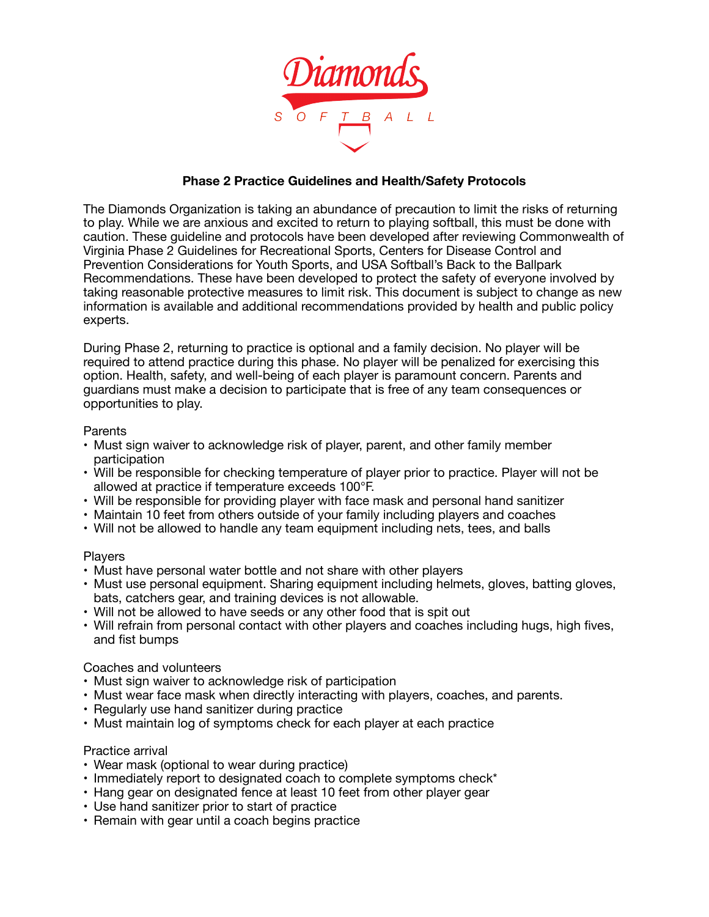Diamonds

SOFTBALL

## Phase 2 Practice Guidelines and Health/Safety Protocols

The Diamonds Organization is taking an abundance of precaution to limit the risks of returning to play. While we are anxious and excited to return to playing softball, this must be done with caution. These guideline and protocols have been developed after reviewing Commonwealth of Virginia Phase 2 Guidelines for Recreational Sports, Centers for Disease Control and Prevention Considerations for Youth Sports, and USA Softball's Back to the Ballpark Recommendations. These have been developed to protect the safety of everyone involved by taking reasonable protective measures to limit risk. This document is subject to change as new information is available and additional recommendations provided by health and public policy experts.

During Phase 2, returning to practice is optional and a family decision. No player will be required to attend practice during this phase. No player will be penalized for exercising this option. Health, safety, and well-being of each player is paramount concern. Parents and guardians must make a decision to participate that is free of any team consequences or opportunities to play.

Parents

- Must sign waiver to acknowledge risk of player, parent, and other family member participation
- Will be responsible for checking temperature of player prior to practice. Player will not be allowed at practice if temperature exceeds 100°F.
- Will be responsible for providing player with face mask and personal hand sanitizer
- Maintain 10 feet from others outside of your family including players and coaches
- Will not be allowed to handle any team equipment including nets, tees, and balls

Players

- Must have personal water bottle and not share with other players
- Must use personal equipment. Sharing equipment including helmets, gloves, batting gloves, bats, catchers gear, and training devices is not allowable.
- Will not be allowed to have seeds or any other food that is spit out
- Will refrain from personal contact with other players and coaches including hugs, high fives, and fist bumps

Coaches and volunteers

- Must sign waiver to acknowledge risk of participation
- Must wear face mask when directly interacting with players, coaches, and parents.
- Regularly use hand sanitizer during practice
- Must maintain log of symptoms check for each player at each practice

Practice arrival

- Wear mask (optional to wear during practice)
- Immediately report to designated coach to complete symptoms check*
- Hang gear on designated fence at least 10 feet from other player gear
- Use hand sanitizer prior to start of practice
- Remain with gear until a coach begins practice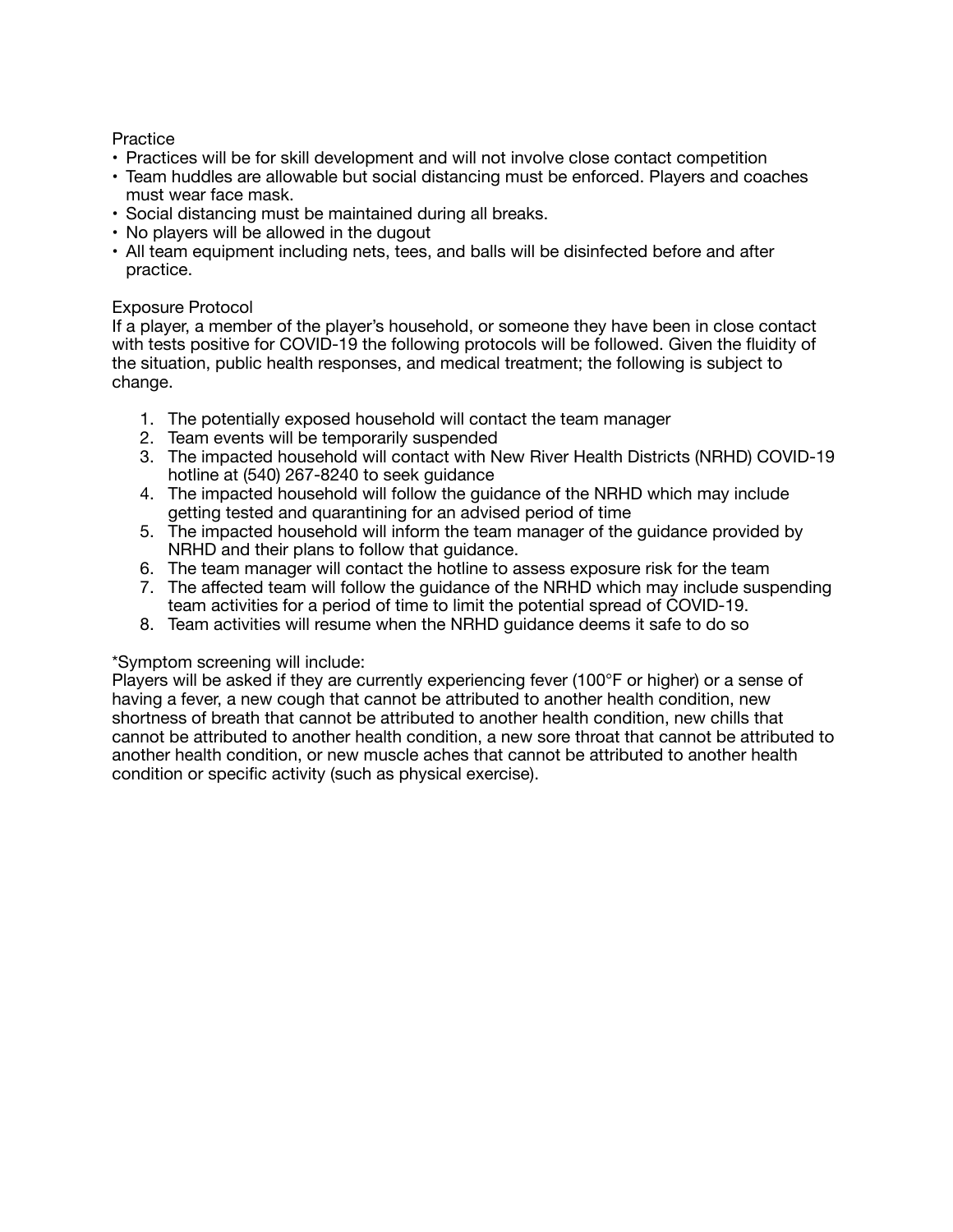Practice

- Practices will be for skill development and will not involve close contact competition
- Team huddles are allowable but social distancing must be enforced. Players and coaches must wear face mask.
- Social distancing must be maintained during all breaks.
- No players will be allowed in the dugout
- All team equipment including nets, tees, and balls will be disinfected before and after practice.

Exposure Protocol

If a player, a member of the player's household, or someone they have been in close contact with tests positive for COVID-19 the following protocols will be followed. Given the fluidity of the situation, public health responses, and medical treatment; the following is subject to change.

1. The potentially exposed household will contact the team manager
2. Team events will be temporarily suspended
3. The impacted household will contact with New River Health Districts (NRHD) COVID-19 hotline at (540) 267-8240 to seek guidance
4. The impacted household will follow the guidance of the NRHD which may include getting tested and quarantining for an advised period of time
5. The impacted household will inform the team manager of the guidance provided by NRHD and their plans to follow that guidance.
6. The team manager will contact the hotline to assess exposure risk for the team
7. The affected team will follow the guidance of the NRHD which may include suspending team activities for a period of time to limit the potential spread of COVID-19.
8. Team activities will resume when the NRHD guidance deems it safe to do so

*Symptom screening will include:

Players will be asked if they are currently experiencing fever (100°F or higher) or a sense of having a fever, a new cough that cannot be attributed to another health condition, new shortness of breath that cannot be attributed to another health condition, new chills that cannot be attributed to another health condition, a new sore throat that cannot be attributed to another health condition, or new muscle aches that cannot be attributed to another health condition or specific activity (such as physical exercise).